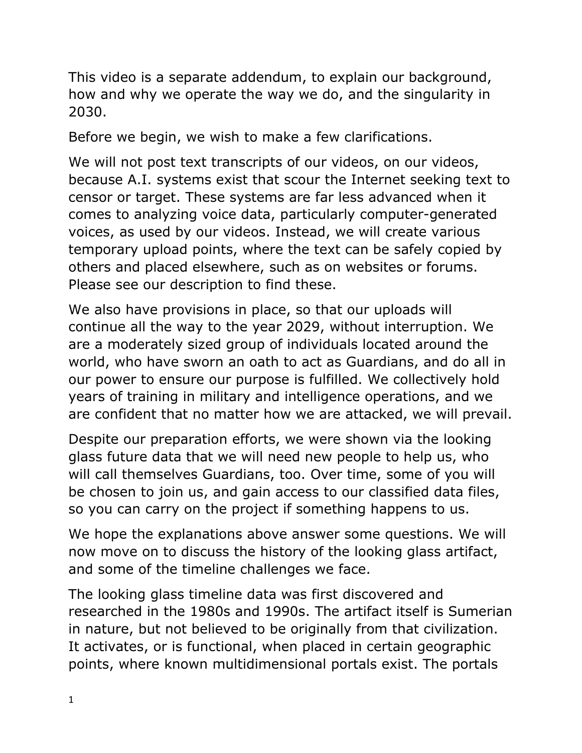This video is a separate addendum, to explain our background, how and why we operate the way we do, and the singularity in 2030.

Before we begin, we wish to make a few clarifications.

We will not post text transcripts of our videos, on our videos, because A.I. systems exist that scour the Internet seeking text to censor or target. These systems are far less advanced when it comes to analyzing voice data, particularly computer-generated voices, as used by our videos. Instead, we will create various temporary upload points, where the text can be safely copied by others and placed elsewhere, such as on websites or forums. Please see our description to find these.

We also have provisions in place, so that our uploads will continue all the way to the year 2029, without interruption. We are a moderately sized group of individuals located around the world, who have sworn an oath to act as Guardians, and do all in our power to ensure our purpose is fulfilled. We collectively hold years of training in military and intelligence operations, and we are confident that no matter how we are attacked, we will prevail.

Despite our preparation efforts, we were shown via the looking glass future data that we will need new people to help us, who will call themselves Guardians, too. Over time, some of you will be chosen to join us, and gain access to our classified data files, so you can carry on the project if something happens to us.

We hope the explanations above answer some questions. We will now move on to discuss the history of the looking glass artifact, and some of the timeline challenges we face.

The looking glass timeline data was first discovered and researched in the 1980s and 1990s. The artifact itself is Sumerian in nature, but not believed to be originally from that civilization. It activates, or is functional, when placed in certain geographic points, where known multidimensional portals exist. The portals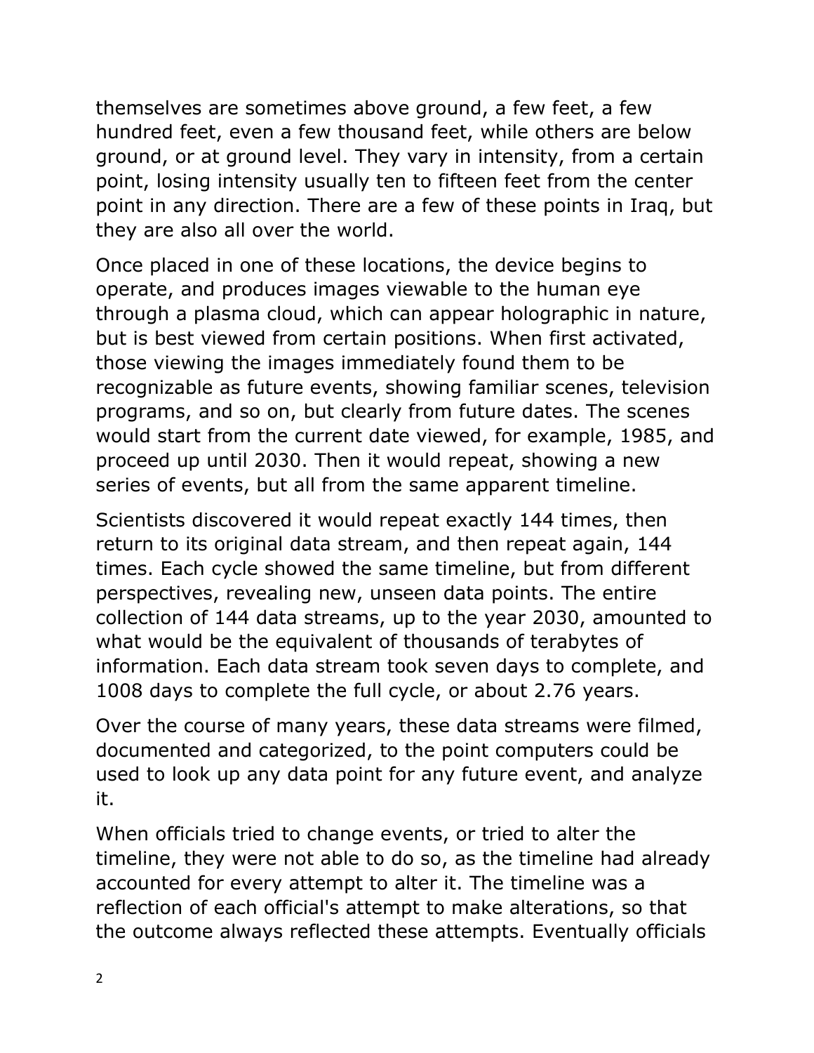themselves are sometimes above ground, a few feet, a few hundred feet, even a few thousand feet, while others are below ground, or at ground level. They vary in intensity, from a certain point, losing intensity usually ten to fifteen feet from the center point in any direction. There are a few of these points in Iraq, but they are also all over the world.

Once placed in one of these locations, the device begins to operate, and produces images viewable to the human eye through a plasma cloud, which can appear holographic in nature, but is best viewed from certain positions. When first activated, those viewing the images immediately found them to be recognizable as future events, showing familiar scenes, television programs, and so on, but clearly from future dates. The scenes would start from the current date viewed, for example, 1985, and proceed up until 2030. Then it would repeat, showing a new series of events, but all from the same apparent timeline.

Scientists discovered it would repeat exactly 144 times, then return to its original data stream, and then repeat again, 144 times. Each cycle showed the same timeline, but from different perspectives, revealing new, unseen data points. The entire collection of 144 data streams, up to the year 2030, amounted to what would be the equivalent of thousands of terabytes of information. Each data stream took seven days to complete, and 1008 days to complete the full cycle, or about 2.76 years.

Over the course of many years, these data streams were filmed, documented and categorized, to the point computers could be used to look up any data point for any future event, and analyze it.

When officials tried to change events, or tried to alter the timeline, they were not able to do so, as the timeline had already accounted for every attempt to alter it. The timeline was a reflection of each official's attempt to make alterations, so that the outcome always reflected these attempts. Eventually officials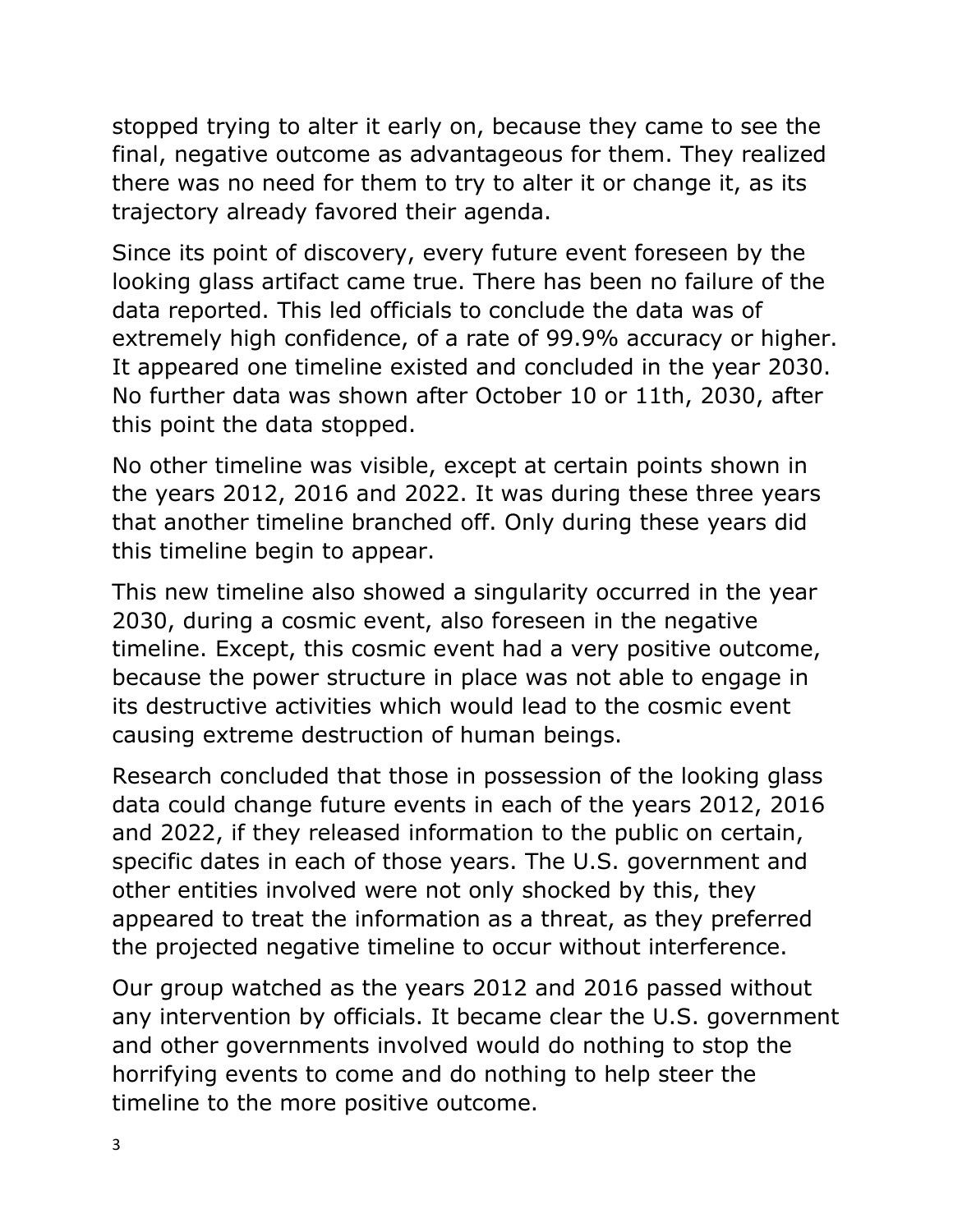stopped trying to alter it early on, because they came to see the final, negative outcome as advantageous for them. They realized there was no need for them to try to alter it or change it, as its trajectory already favored their agenda.

Since its point of discovery, every future event foreseen by the looking glass artifact came true. There has been no failure of the data reported. This led officials to conclude the data was of extremely high confidence, of a rate of 99.9% accuracy or higher. It appeared one timeline existed and concluded in the year 2030. No further data was shown after October 10 or 11th, 2030, after this point the data stopped.

No other timeline was visible, except at certain points shown in the years 2012, 2016 and 2022. It was during these three years that another timeline branched off. Only during these years did this timeline begin to appear.

This new timeline also showed a singularity occurred in the year 2030, during a cosmic event, also foreseen in the negative timeline. Except, this cosmic event had a very positive outcome, because the power structure in place was not able to engage in its destructive activities which would lead to the cosmic event causing extreme destruction of human beings.

Research concluded that those in possession of the looking glass data could change future events in each of the years 2012, 2016 and 2022, if they released information to the public on certain, specific dates in each of those years. The U.S. government and other entities involved were not only shocked by this, they appeared to treat the information as a threat, as they preferred the projected negative timeline to occur without interference.

Our group watched as the years 2012 and 2016 passed without any intervention by officials. It became clear the U.S. government and other governments involved would do nothing to stop the horrifying events to come and do nothing to help steer the timeline to the more positive outcome.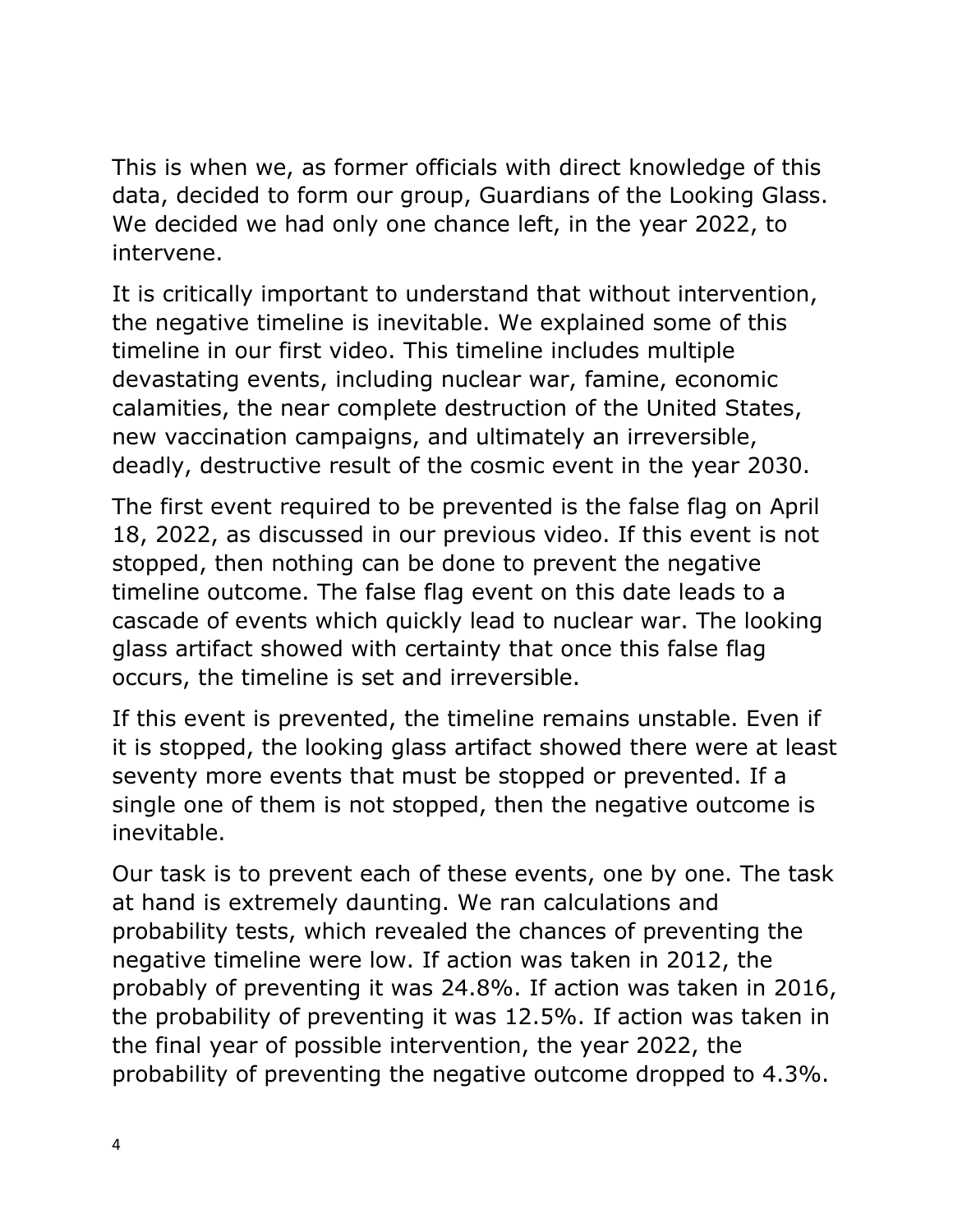This is when we, as former officials with direct knowledge of this data, decided to form our group, Guardians of the Looking Glass. We decided we had only one chance left, in the year 2022, to intervene.

It is critically important to understand that without intervention, the negative timeline is inevitable. We explained some of this timeline in our first video. This timeline includes multiple devastating events, including nuclear war, famine, economic calamities, the near complete destruction of the United States, new vaccination campaigns, and ultimately an irreversible, deadly, destructive result of the cosmic event in the year 2030.

The first event required to be prevented is the false flag on April 18, 2022, as discussed in our previous video. If this event is not stopped, then nothing can be done to prevent the negative timeline outcome. The false flag event on this date leads to a cascade of events which quickly lead to nuclear war. The looking glass artifact showed with certainty that once this false flag occurs, the timeline is set and irreversible.

If this event is prevented, the timeline remains unstable. Even if it is stopped, the looking glass artifact showed there were at least seventy more events that must be stopped or prevented. If a single one of them is not stopped, then the negative outcome is inevitable.

Our task is to prevent each of these events, one by one. The task at hand is extremely daunting. We ran calculations and probability tests, which revealed the chances of preventing the negative timeline were low. If action was taken in 2012, the probably of preventing it was 24.8%. If action was taken in 2016, the probability of preventing it was 12.5%. If action was taken in the final year of possible intervention, the year 2022, the probability of preventing the negative outcome dropped to 4.3%.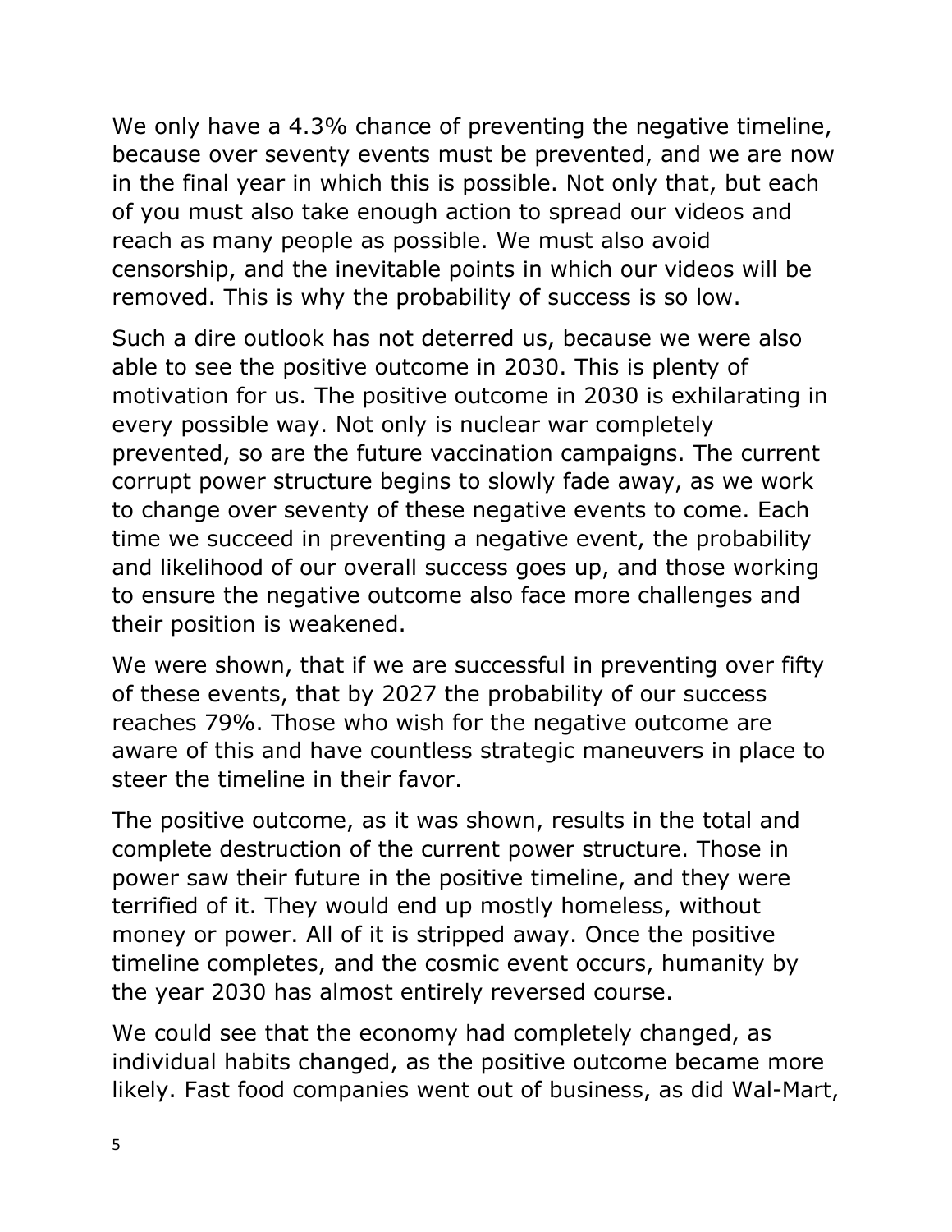We only have a 4.3% chance of preventing the negative timeline, because over seventy events must be prevented, and we are now in the final year in which this is possible. Not only that, but each of you must also take enough action to spread our videos and reach as many people as possible. We must also avoid censorship, and the inevitable points in which our videos will be removed. This is why the probability of success is so low.

Such a dire outlook has not deterred us, because we were also able to see the positive outcome in 2030. This is plenty of motivation for us. The positive outcome in 2030 is exhilarating in every possible way. Not only is nuclear war completely prevented, so are the future vaccination campaigns. The current corrupt power structure begins to slowly fade away, as we work to change over seventy of these negative events to come. Each time we succeed in preventing a negative event, the probability and likelihood of our overall success goes up, and those working to ensure the negative outcome also face more challenges and their position is weakened.

We were shown, that if we are successful in preventing over fifty of these events, that by 2027 the probability of our success reaches 79%. Those who wish for the negative outcome are aware of this and have countless strategic maneuvers in place to steer the timeline in their favor.

The positive outcome, as it was shown, results in the total and complete destruction of the current power structure. Those in power saw their future in the positive timeline, and they were terrified of it. They would end up mostly homeless, without money or power. All of it is stripped away. Once the positive timeline completes, and the cosmic event occurs, humanity by the year 2030 has almost entirely reversed course.

We could see that the economy had completely changed, as individual habits changed, as the positive outcome became more likely. Fast food companies went out of business, as did Wal-Mart,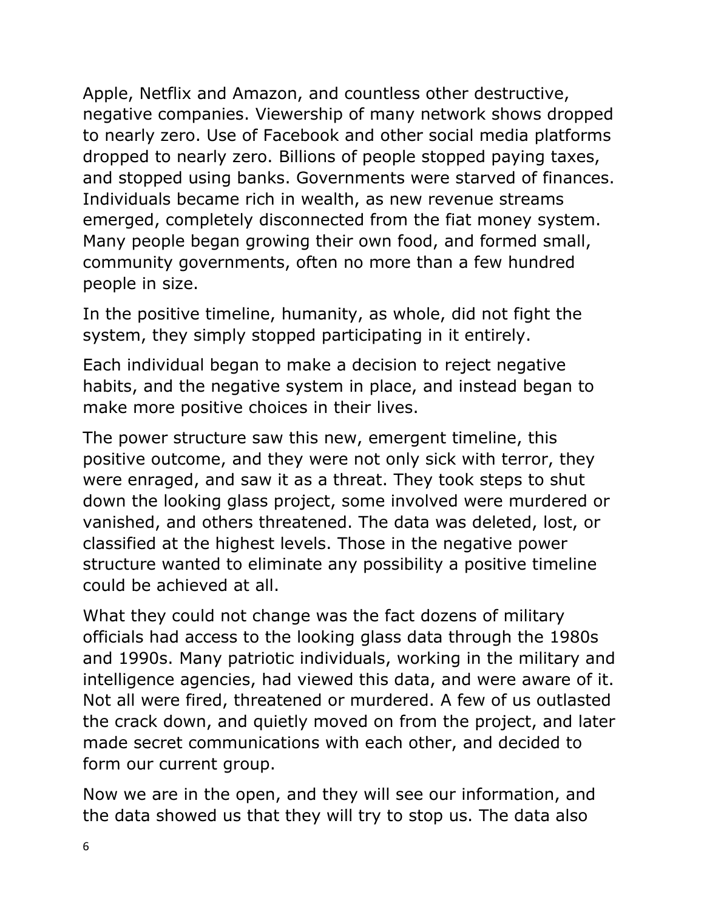Apple, Netflix and Amazon, and countless other destructive, negative companies. Viewership of many network shows dropped to nearly zero. Use of Facebook and other social media platforms dropped to nearly zero. Billions of people stopped paying taxes, and stopped using banks. Governments were starved of finances. Individuals became rich in wealth, as new revenue streams emerged, completely disconnected from the fiat money system. Many people began growing their own food, and formed small, community governments, often no more than a few hundred people in size.

In the positive timeline, humanity, as whole, did not fight the system, they simply stopped participating in it entirely.

Each individual began to make a decision to reject negative habits, and the negative system in place, and instead began to make more positive choices in their lives.

The power structure saw this new, emergent timeline, this positive outcome, and they were not only sick with terror, they were enraged, and saw it as a threat. They took steps to shut down the looking glass project, some involved were murdered or vanished, and others threatened. The data was deleted, lost, or classified at the highest levels. Those in the negative power structure wanted to eliminate any possibility a positive timeline could be achieved at all.

What they could not change was the fact dozens of military officials had access to the looking glass data through the 1980s and 1990s. Many patriotic individuals, working in the military and intelligence agencies, had viewed this data, and were aware of it. Not all were fired, threatened or murdered. A few of us outlasted the crack down, and quietly moved on from the project, and later made secret communications with each other, and decided to form our current group.

Now we are in the open, and they will see our information, and the data showed us that they will try to stop us. The data also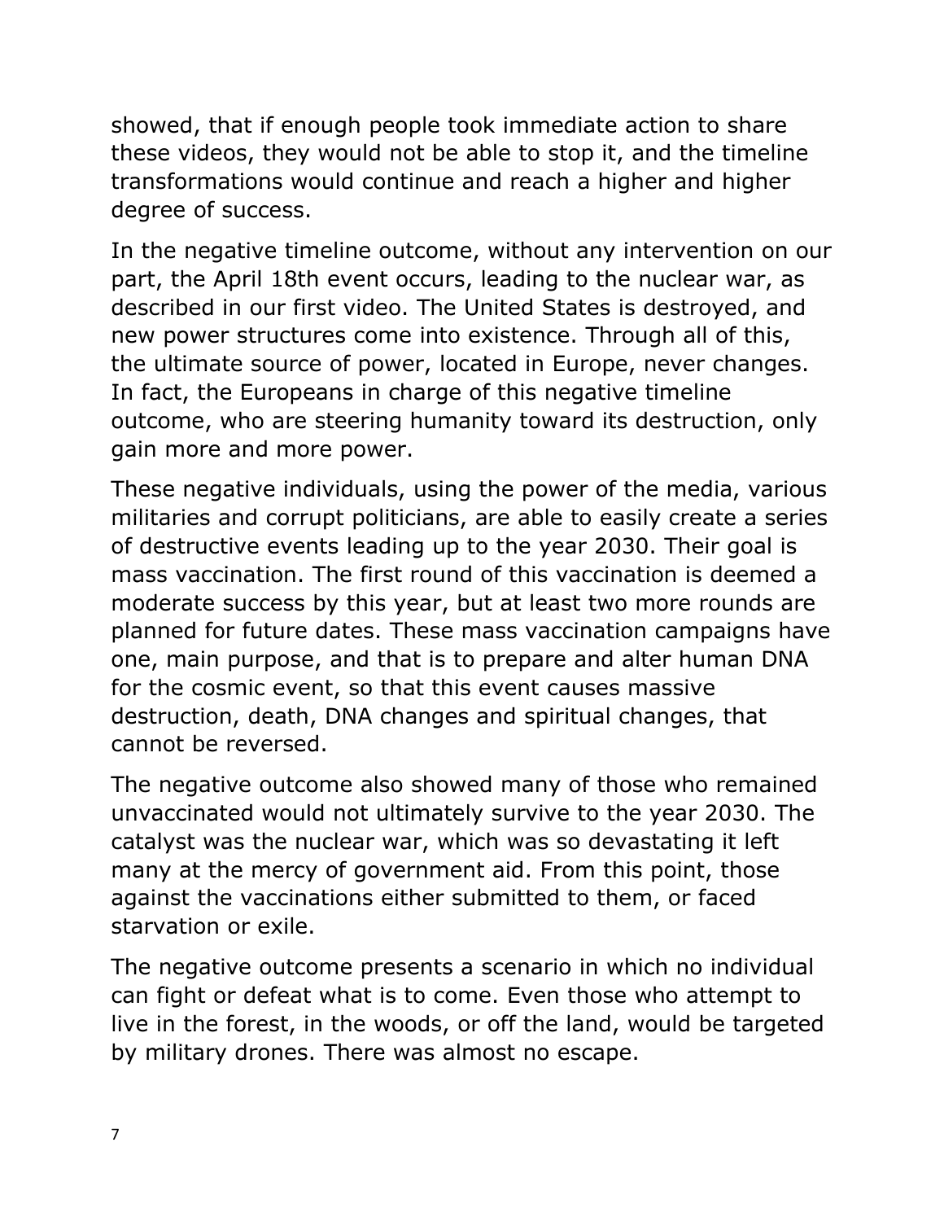showed, that if enough people took immediate action to share these videos, they would not be able to stop it, and the timeline transformations would continue and reach a higher and higher degree of success.

In the negative timeline outcome, without any intervention on our part, the April 18th event occurs, leading to the nuclear war, as described in our first video. The United States is destroyed, and new power structures come into existence. Through all of this, the ultimate source of power, located in Europe, never changes. In fact, the Europeans in charge of this negative timeline outcome, who are steering humanity toward its destruction, only gain more and more power.

These negative individuals, using the power of the media, various militaries and corrupt politicians, are able to easily create a series of destructive events leading up to the year 2030. Their goal is mass vaccination. The first round of this vaccination is deemed a moderate success by this year, but at least two more rounds are planned for future dates. These mass vaccination campaigns have one, main purpose, and that is to prepare and alter human DNA for the cosmic event, so that this event causes massive destruction, death, DNA changes and spiritual changes, that cannot be reversed.

The negative outcome also showed many of those who remained unvaccinated would not ultimately survive to the year 2030. The catalyst was the nuclear war, which was so devastating it left many at the mercy of government aid. From this point, those against the vaccinations either submitted to them, or faced starvation or exile.

The negative outcome presents a scenario in which no individual can fight or defeat what is to come. Even those who attempt to live in the forest, in the woods, or off the land, would be targeted by military drones. There was almost no escape.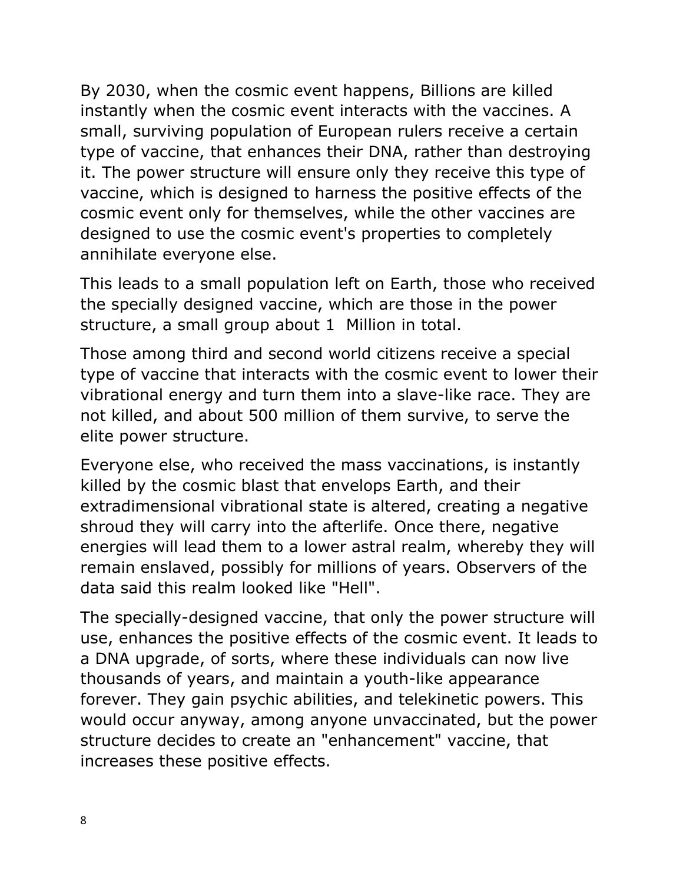By 2030, when the cosmic event happens, Billions are killed instantly when the cosmic event interacts with the vaccines. A small, surviving population of European rulers receive a certain type of vaccine, that enhances their DNA, rather than destroying it. The power structure will ensure only they receive this type of vaccine, which is designed to harness the positive effects of the cosmic event only for themselves, while the other vaccines are designed to use the cosmic event's properties to completely annihilate everyone else.

This leads to a small population left on Earth, those who received the specially designed vaccine, which are those in the power structure, a small group about 1  Million in total.

Those among third and second world citizens receive a special type of vaccine that interacts with the cosmic event to lower their vibrational energy and turn them into a slave-like race. They are not killed, and about 500 million of them survive, to serve the elite power structure.

Everyone else, who received the mass vaccinations, is instantly killed by the cosmic blast that envelops Earth, and their extradimensional vibrational state is altered, creating a negative shroud they will carry into the afterlife. Once there, negative energies will lead them to a lower astral realm, whereby they will remain enslaved, possibly for millions of years. Observers of the data said this realm looked like "Hell".

The specially-designed vaccine, that only the power structure will use, enhances the positive effects of the cosmic event. It leads to a DNA upgrade, of sorts, where these individuals can now live thousands of years, and maintain a youth-like appearance forever. They gain psychic abilities, and telekinetic powers. This would occur anyway, among anyone unvaccinated, but the power structure decides to create an "enhancement" vaccine, that increases these positive effects.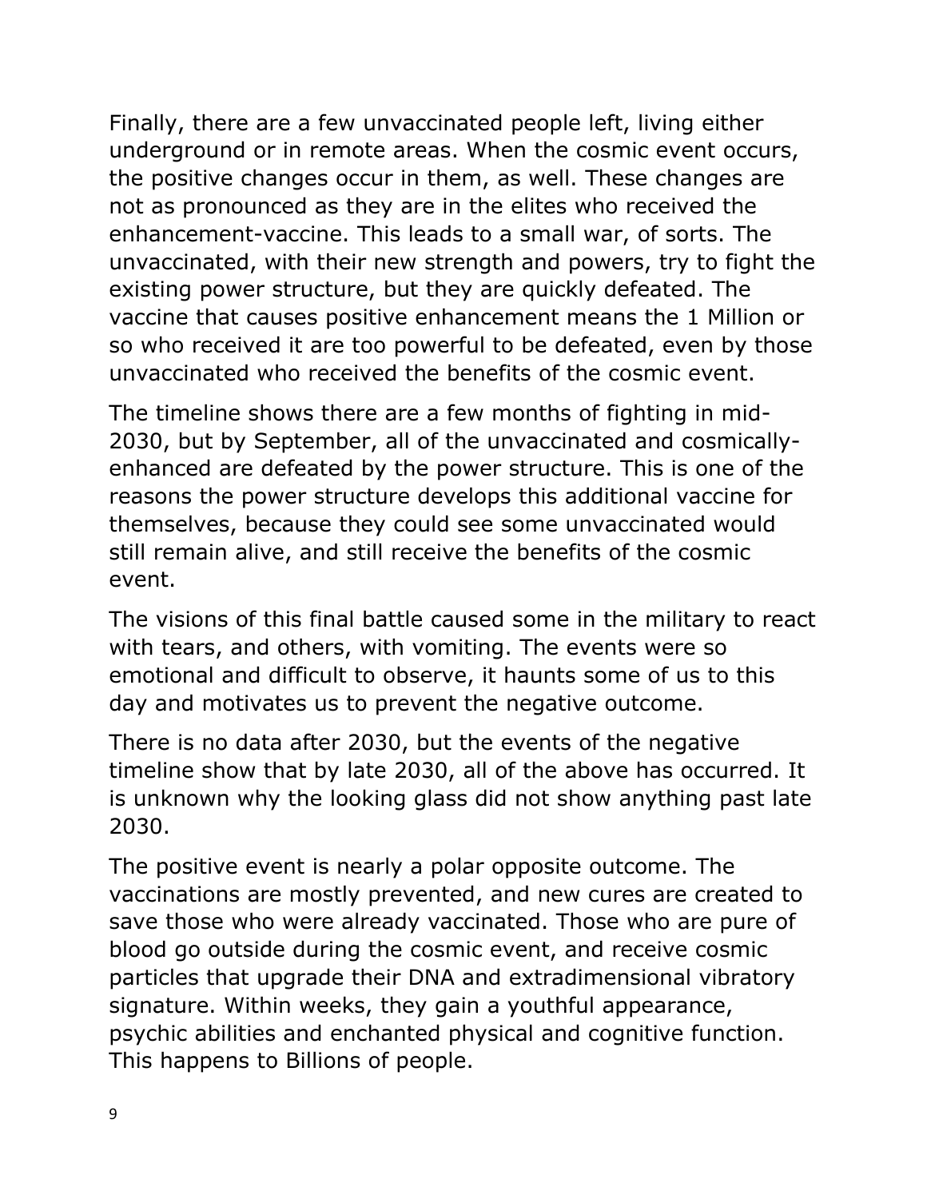Finally, there are a few unvaccinated people left, living either underground or in remote areas. When the cosmic event occurs, the positive changes occur in them, as well. These changes are not as pronounced as they are in the elites who received the enhancement-vaccine. This leads to a small war, of sorts. The unvaccinated, with their new strength and powers, try to fight the existing power structure, but they are quickly defeated. The vaccine that causes positive enhancement means the 1 Million or so who received it are too powerful to be defeated, even by those unvaccinated who received the benefits of the cosmic event.

The timeline shows there are a few months of fighting in mid-2030, but by September, all of the unvaccinated and cosmically-enhanced are defeated by the power structure. This is one of the reasons the power structure develops this additional vaccine for themselves, because they could see some unvaccinated would still remain alive, and still receive the benefits of the cosmic event.

The visions of this final battle caused some in the military to react with tears, and others, with vomiting. The events were so emotional and difficult to observe, it haunts some of us to this day and motivates us to prevent the negative outcome.

There is no data after 2030, but the events of the negative timeline show that by late 2030, all of the above has occurred. It is unknown why the looking glass did not show anything past late 2030.

The positive event is nearly a polar opposite outcome. The vaccinations are mostly prevented, and new cures are created to save those who were already vaccinated. Those who are pure of blood go outside during the cosmic event, and receive cosmic particles that upgrade their DNA and extradimensional vibratory signature. Within weeks, they gain a youthful appearance, psychic abilities and enchanted physical and cognitive function. This happens to Billions of people.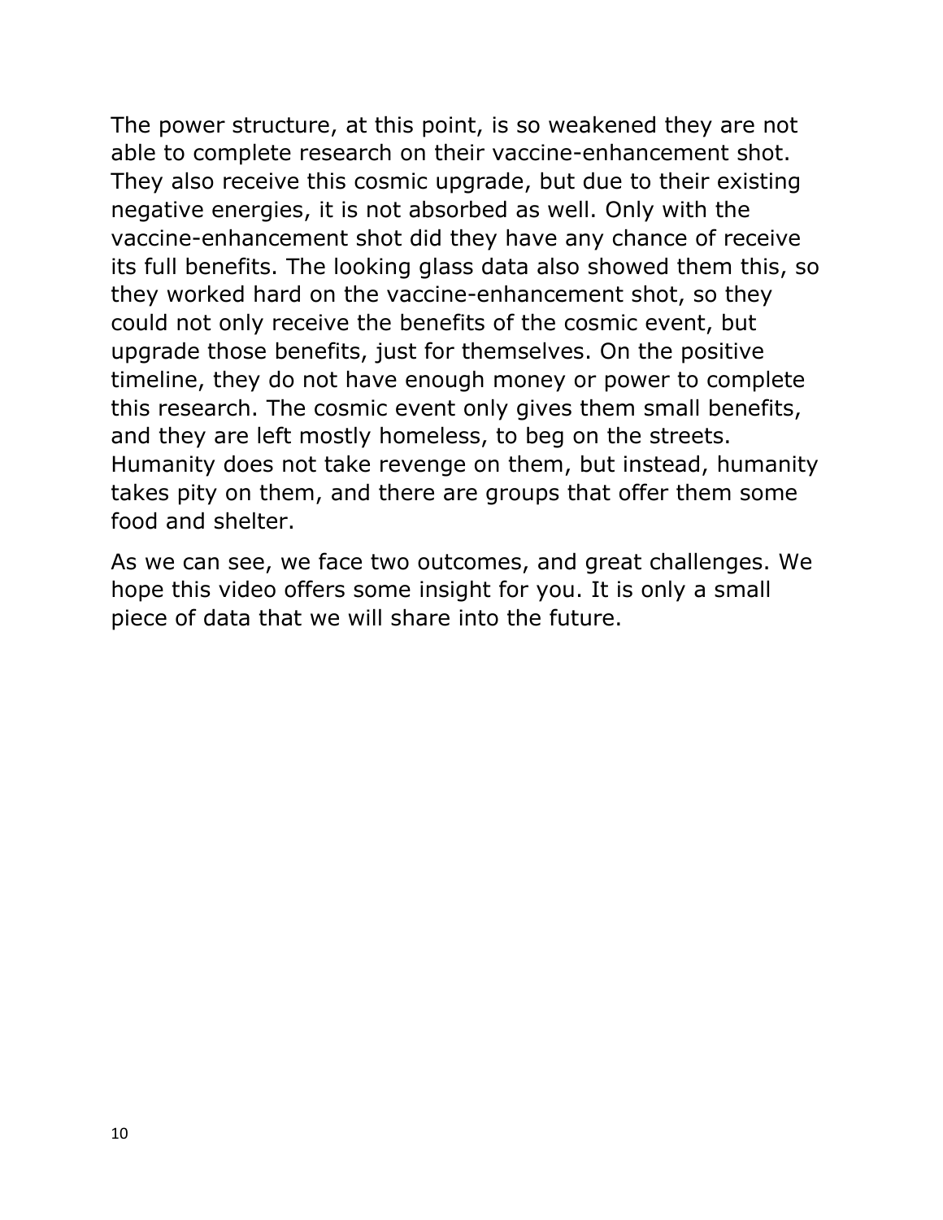The power structure, at this point, is so weakened they are not able to complete research on their vaccine-enhancement shot. They also receive this cosmic upgrade, but due to their existing negative energies, it is not absorbed as well. Only with the vaccine-enhancement shot did they have any chance of receive its full benefits. The looking glass data also showed them this, so they worked hard on the vaccine-enhancement shot, so they could not only receive the benefits of the cosmic event, but upgrade those benefits, just for themselves. On the positive timeline, they do not have enough money or power to complete this research. The cosmic event only gives them small benefits, and they are left mostly homeless, to beg on the streets. Humanity does not take revenge on them, but instead, humanity takes pity on them, and there are groups that offer them some food and shelter.

As we can see, we face two outcomes, and great challenges. We hope this video offers some insight for you. It is only a small piece of data that we will share into the future.